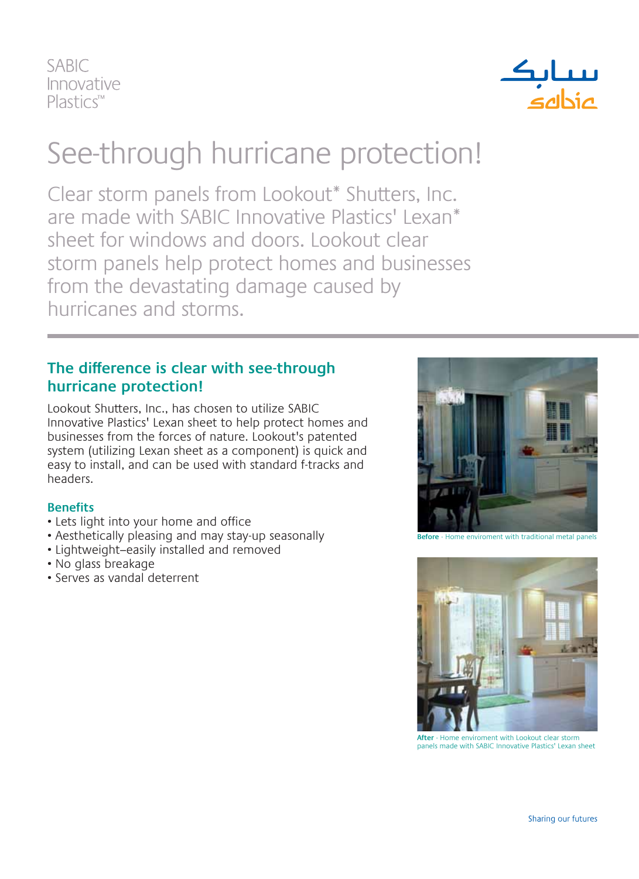SABIC Innovative Plastics™

# See-through hurricane protection!

Clear storm panels from Lookout* Shutters, Inc. are made with SABIC Innovative Plastics' Lexan* sheet for windows and doors. Lookout clear storm panels help protect homes and businesses from the devastating damage caused by hurricanes and storms.

## The difference is clear with see-through hurricane protection!

Lookout Shutters, Inc., has chosen to utilize SABIC Innovative Plastics' Lexan sheet to help protect homes and businesses from the forces of nature. Lookout's patented system (utilizing Lexan sheet as a component) is quick and easy to install, and can be used with standard f-tracks and headers.

### Benefits

- Lets light into your home and office
- Aesthetically pleasing and may stay-up seasonally
- Lightweight–easily installed and removed
- No glass breakage
- Serves as vandal deterrent

**Before** - Home enviroment with traditional metal panels

**After** - Home enviroment with Lookout clear storm panels made with SABIC Innovative Plastics' Lexan sheet

Sharing our futures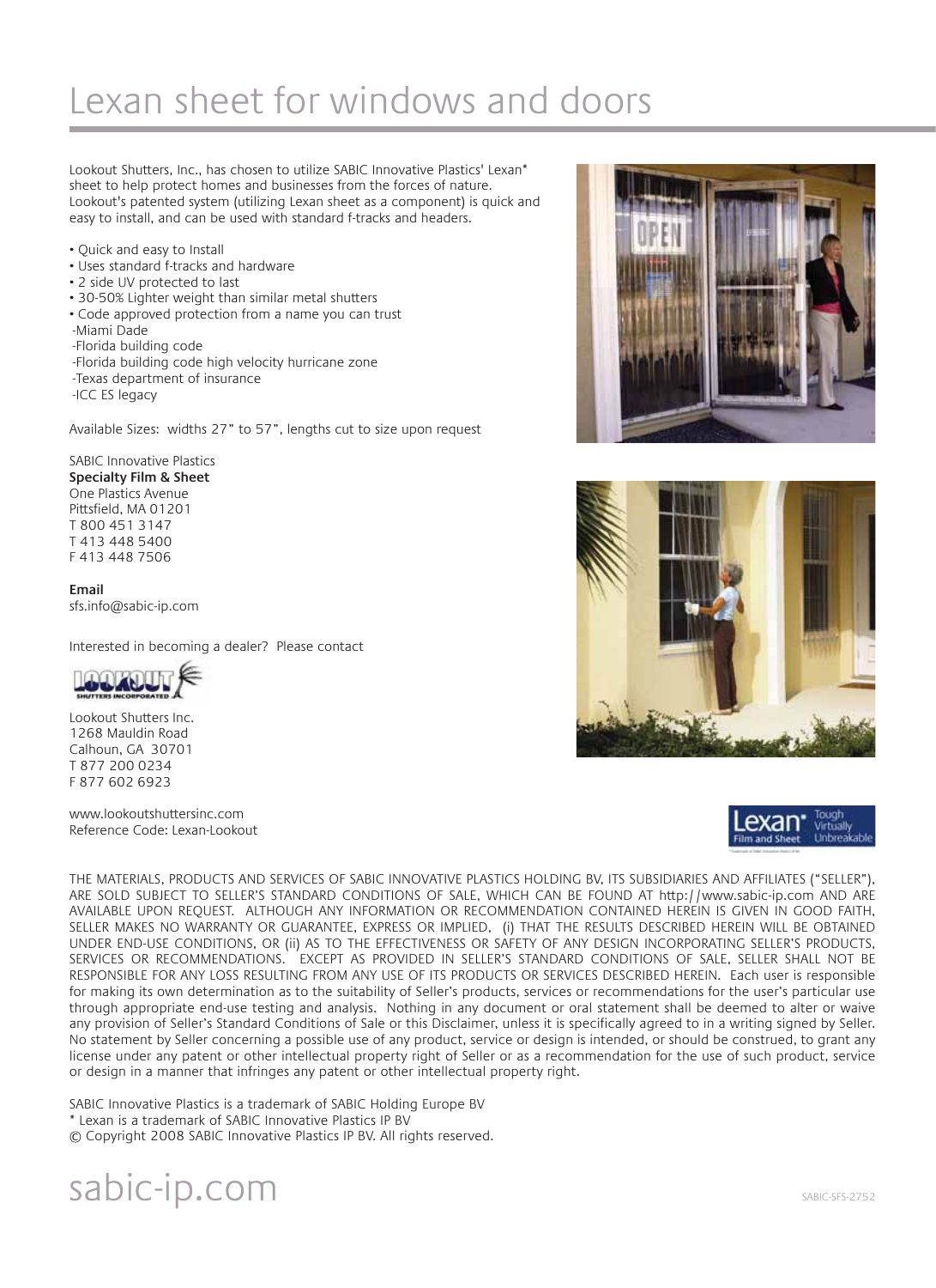# Lexan sheet for windows and doors

Lookout Shutters, Inc., has chosen to utilize SABIC Innovative Plastics' Lexan* sheet to help protect homes and businesses from the forces of nature. Lookout's patented system (utilizing Lexan sheet as a component) is quick and easy to install, and can be used with standard f-tracks and headers.

- Quick and easy to Install
- Uses standard f-tracks and hardware
- 2 side UV protected to last
- 30-50% Lighter weight than similar metal shutters
- Code approved protection from a name you can trust
  - -Miami Dade
  - -Florida building code
  - -Florida building code high velocity hurricane zone
  - -Texas department of insurance
  - -ICC ES legacy

Available Sizes: widths 27" to 57", lengths cut to size upon request

SABIC Innovative Plastics
**Specialty Film & Sheet**
One Plastics Avenue
Pittsfield, MA 01201
T 800 451 3147
T 413 448 5400
F 413 448 7506

**Email**
sfs.info@sabic-ip.com

Interested in becoming a dealer? Please contact

Lookout Shutters Inc.
1268 Mauldin Road
Calhoun, GA 30701
T 877 200 0234
F 877 602 6923

www.lookoutshuttersinc.com
Reference Code: Lexan-Lookout

Lexan* Film and Sheet Tough Virtually Unbreakable

THE MATERIALS, PRODUCTS AND SERVICES OF SABIC INNOVATIVE PLASTICS HOLDING BV, ITS SUBSIDIARIES AND AFFILIATES ("SELLER"), ARE SOLD SUBJECT TO SELLER'S STANDARD CONDITIONS OF SALE, WHICH CAN BE FOUND AT http://www.sabic-ip.com AND ARE AVAILABLE UPON REQUEST. ALTHOUGH ANY INFORMATION OR RECOMMENDATION CONTAINED HEREIN IS GIVEN IN GOOD FAITH, SELLER MAKES NO WARRANTY OR GUARANTEE, EXPRESS OR IMPLIED, (i) THAT THE RESULTS DESCRIBED HEREIN WILL BE OBTAINED UNDER END-USE CONDITIONS, OR (ii) AS TO THE EFFECTIVENESS OR SAFETY OF ANY DESIGN INCORPORATING SELLER'S PRODUCTS, SERVICES OR RECOMMENDATIONS. EXCEPT AS PROVIDED IN SELLER'S STANDARD CONDITIONS OF SALE, SELLER SHALL NOT BE RESPONSIBLE FOR ANY LOSS RESULTING FROM ANY USE OF ITS PRODUCTS OR SERVICES DESCRIBED HEREIN. Each user is responsible for making its own determination as to the suitability of Seller's products, services or recommendations for the user's particular use through appropriate end-use testing and analysis. Nothing in any document or oral statement shall be deemed to alter or waive any provision of Seller's Standard Conditions of Sale or this Disclaimer, unless it is specifically agreed to in a writing signed by Seller. No statement by Seller concerning a possible use of any product, service or design is intended, or should be construed, to grant any license under any patent or other intellectual property right of Seller or as a recommendation for the use of such product, service or design in a manner that infringes any patent or other intellectual property right.

SABIC Innovative Plastics is a trademark of SABIC Holding Europe BV
* Lexan is a trademark of SABIC Innovative Plastics IP BV
© Copyright 2008 SABIC Innovative Plastics IP BV. All rights reserved.

sabic-ip.com

SABIC-SFS-2752